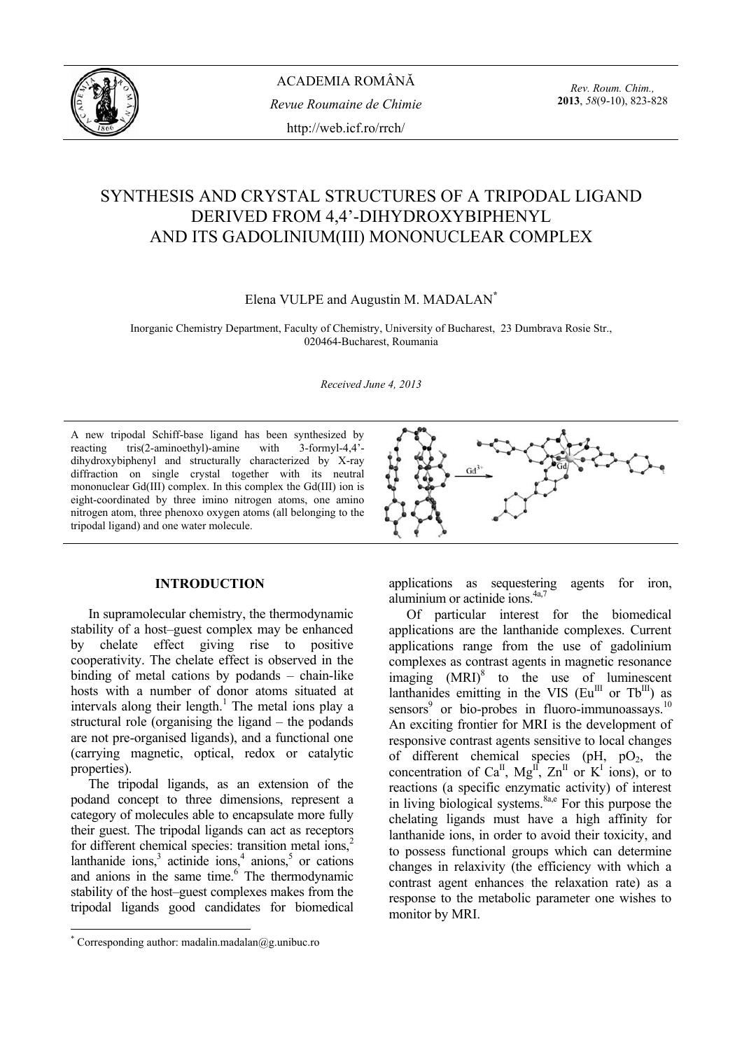# SYNTHESIS AND CRYSTAL STRUCTURES OF A TRIPODAL LIGAND DERIVED FROM 4,4'-DIHYDROXYBIPHENYL AND ITS GADOLINIUM(III) MONONUCLEAR COMPLEX

Elena VULPE and Augustin M. MADALAN*

Inorganic Chemistry Department, Faculty of Chemistry, University of Bucharest, 23 Dumbrava Rosie Str., 020464-Bucharest, Roumania

*Received June 4, 2013*

A new tripodal Schiff-base ligand has been synthesized by reacting tris(2-aminoethyl)-amine with 3-formyl-4,4'-dihydroxybiphenyl and structurally characterized by X-ray diffraction on single crystal together with its neutral mononuclear Gd(III) complex. In this complex the Gd(III) ion is eight-coordinated by three imino nitrogen atoms, one amino nitrogen atom, three phenoxo oxygen atoms (all belonging to the tripodal ligand) and one water molecule.

## INTRODUCTION

In supramolecular chemistry, the thermodynamic stability of a host–guest complex may be enhanced by chelate effect giving rise to positive cooperativity. The chelate effect is observed in the binding of metal cations by podands – chain-like hosts with a number of donor atoms situated at intervals along their length.[1] The metal ions play a structural role (organising the ligand – the podands are not pre-organised ligands), and a functional one (carrying magnetic, optical, redox or catalytic properties).

The tripodal ligands, as an extension of the podand concept to three dimensions, represent a category of molecules able to encapsulate more fully their guest. The tripodal ligands can act as receptors for different chemical species: transition metal ions,[2] lanthanide ions,[3] actinide ions,[4] anions,[5] or cations and anions in the same time.[6] The thermodynamic stability of the host–guest complexes makes from the tripodal ligands good candidates for biomedical applications as sequestering agents for iron, aluminium or actinide ions.[4a,7]

Of particular interest for the biomedical applications are the lanthanide complexes. Current applications range from the use of gadolinium complexes as contrast agents in magnetic resonance imaging (MRI)[8] to the use of luminescent lanthanides emitting in the VIS ($Eu^{III}$ or $Tb^{III}$) as sensors[9] or bio-probes in fluoro-immunoassays.[10] An exciting frontier for MRI is the development of responsive contrast agents sensitive to local changes of different chemical species (pH, $pO_2$, the concentration of $Ca^{II}$, $Mg^{II}$, $Zn^{II}$ or $K^{I}$ ions), or to reactions (a specific enzymatic activity) of interest in living biological systems.[8a,e] For this purpose the chelating ligands must have a high affinity for lanthanide ions, in order to avoid their toxicity, and to possess functional groups which can determine changes in relaxivity (the efficiency with which a contrast agent enhances the relaxation rate) as a response to the metabolic parameter one wishes to monitor by MRI.

* Corresponding author: madalin.madalan@g.unibuc.ro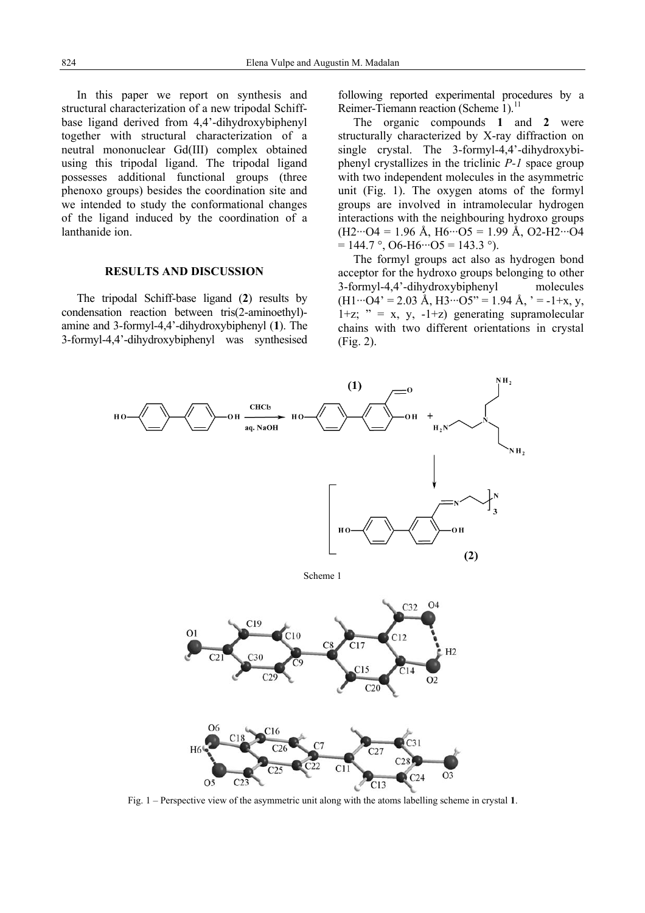In this paper we report on synthesis and structural characterization of a new tripodal Schiff-base ligand derived from 4,4'-dihydroxybiphenyl together with structural characterization of a neutral mononuclear Gd(III) complex obtained using this tripodal ligand. The tripodal ligand possesses additional functional groups (three phenoxo groups) besides the coordination site and we intended to study the conformational changes of the ligand induced by the coordination of a lanthanide ion.

## RESULTS AND DISCUSSION

The tripodal Schiff-base ligand (**2**) results by condensation reaction between tris(2-aminoethyl)-amine and 3-formyl-4,4'-dihydroxybiphenyl (**1**). The 3-formyl-4,4'-dihydroxybiphenyl was synthesised following reported experimental procedures by a Reimer-Tiemann reaction (Scheme 1).[11]

The organic compounds **1** and **2** were structurally characterized by X-ray diffraction on single crystal. The 3-formyl-4,4'-dihydroxybiphenyl crystallizes in the triclinic *P-1* space group with two independent molecules in the asymmetric unit (Fig. 1). The oxygen atoms of the formyl groups are involved in intramolecular hydrogen interactions with the neighbouring hydroxo groups (H2···O4 = 1.96 Å, H6···O5 = 1.99 Å, O2-H2···O4 = 144.7 °, O6-H6···O5 = 143.3 °).

The formyl groups act also as hydrogen bond acceptor for the hydroxo groups belonging to other 3-formyl-4,4'-dihydroxybiphenyl molecules (H1···O4' = 2.03 Å, H3···O5" = 1.94 Å, ' = -1+x, y, 1+z; " = x, y, -1+z) generating supramolecular chains with two different orientations in crystal (Fig. 2).

Scheme 1

Fig. 1 – Perspective view of the asymmetric unit along with the atoms labelling scheme in crystal **1**.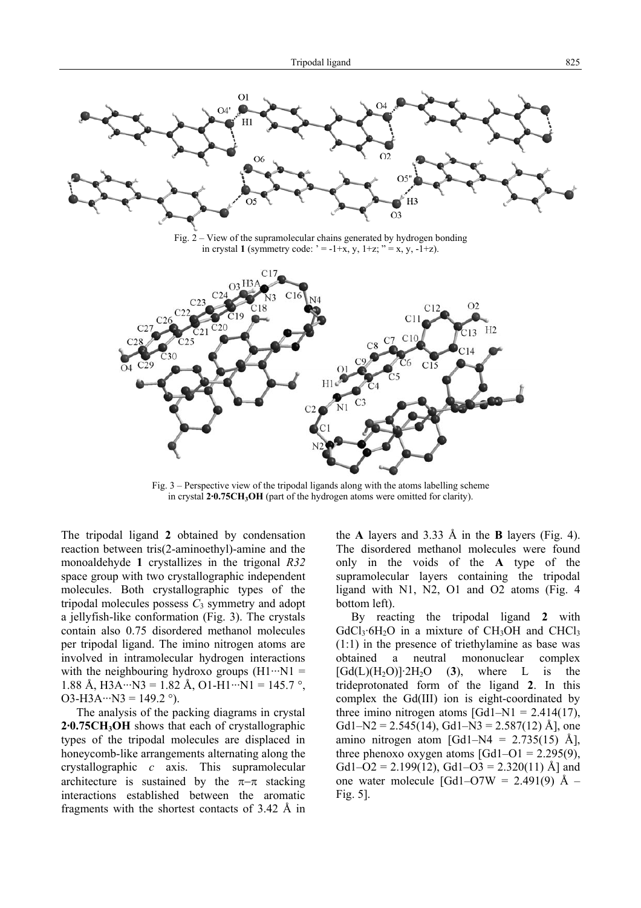Fig. 2 – View of the supramolecular chains generated by hydrogen bonding in crystal **1** (symmetry code: ' = -1+x, y, 1+z; " = x, y, -1+z).

Fig. 3 – Perspective view of the tripodal ligands along with the atoms labelling scheme in crystal **2·0.75CH$_3$OH** (part of the hydrogen atoms were omitted for clarity).

The tripodal ligand **2** obtained by condensation reaction between tris(2-aminoethyl)-amine and the monoaldehyde **1** crystallizes in the trigonal *R32* space group with two crystallographic independent molecules. Both crystallographic types of the tripodal molecules possess $C_3$ symmetry and adopt a jellyfish-like conformation (Fig. 3). The crystals contain also 0.75 disordered methanol molecules per tripodal ligand. The imino nitrogen atoms are involved in intramolecular hydrogen interactions with the neighbouring hydroxo groups (H1···N1 = 1.88 Å, H3A···N3 = 1.82 Å, O1-H1···N1 = 145.7 °, O3-H3A···N3 = 149.2 °).

The analysis of the packing diagrams in crystal **2·0.75CH$_3$OH** shows that each of crystallographic types of the tripodal molecules are displaced in honeycomb-like arrangements alternating along the crystallographic *c* axis. This supramolecular architecture is sustained by the π–π stacking interactions established between the aromatic fragments with the shortest contacts of 3.42 Å in the **A** layers and 3.33 Å in the **B** layers (Fig. 4). The disordered methanol molecules were found only in the voids of the **A** type of the supramolecular layers containing the tripodal ligand with N1, N2, O1 and O2 atoms (Fig. 4 bottom left).

By reacting the tripodal ligand **2** with $GdCl_3 \cdot 6H_2O$ in a mixture of $CH_3OH$ and $CHCl_3$ (1:1) in the presence of triethylamine as base was obtained a neutral mononuclear complex $[Gd(L)(H_2O)] \cdot 2H_2O$ (**3**), where L is the trideprotonated form of the ligand **2**. In this complex the Gd(III) ion is eight-coordinated by three imino nitrogen atoms [Gd1–N1 = 2.414(17), Gd1–N2 = 2.545(14), Gd1–N3 = 2.587(12) Å], one amino nitrogen atom [Gd1–N4 = 2.735(15) Å], three phenoxo oxygen atoms [Gd1–O1 = 2.295(9), Gd1–O2 = 2.199(12), Gd1–O3 = 2.320(11) Å] and one water molecule [Gd1–O7W = 2.491(9) Å – Fig. 5].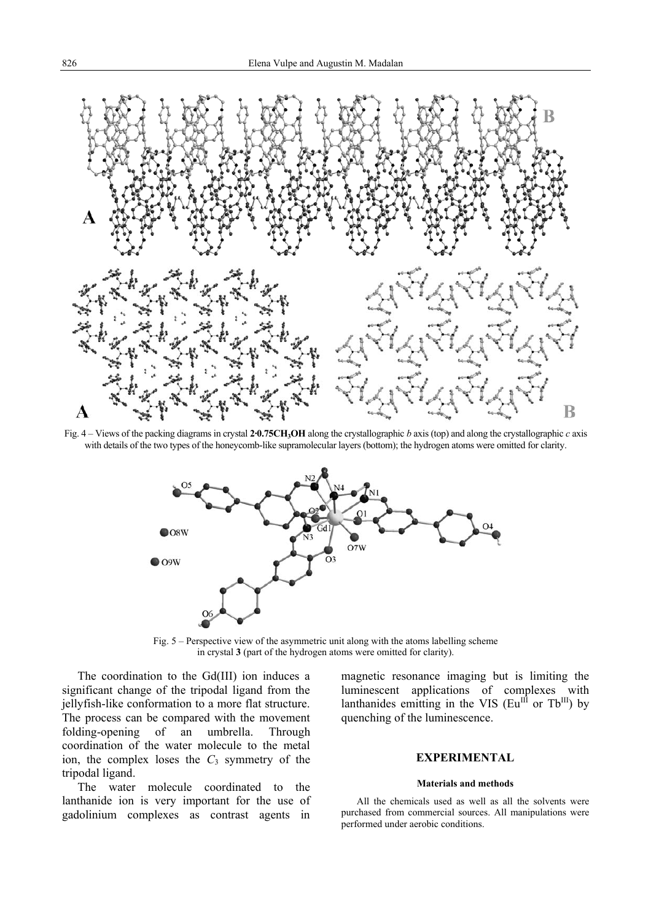Fig. 4 – Views of the packing diagrams in crystal **2·0.75CH$_3$OH** along the crystallographic *b* axis (top) and along the crystallographic *c* axis with details of the two types of the honeycomb-like supramolecular layers (bottom); the hydrogen atoms were omitted for clarity.

Fig. 5 – Perspective view of the asymmetric unit along with the atoms labelling scheme in crystal **3** (part of the hydrogen atoms were omitted for clarity).

The coordination to the Gd(III) ion induces a significant change of the tripodal ligand from the jellyfish-like conformation to a more flat structure. The process can be compared with the movement folding-opening of an umbrella. Through coordination of the water molecule to the metal ion, the complex loses the $C_3$ symmetry of the tripodal ligand.

The water molecule coordinated to the lanthanide ion is very important for the use of gadolinium complexes as contrast agents in magnetic resonance imaging but is limiting the luminescent applications of complexes with lanthanides emitting in the VIS ($Eu^{III}$ or $Tb^{III}$) by quenching of the luminescence.

## EXPERIMENTAL

### Materials and methods

All the chemicals used as well as all the solvents were purchased from commercial sources. All manipulations were performed under aerobic conditions.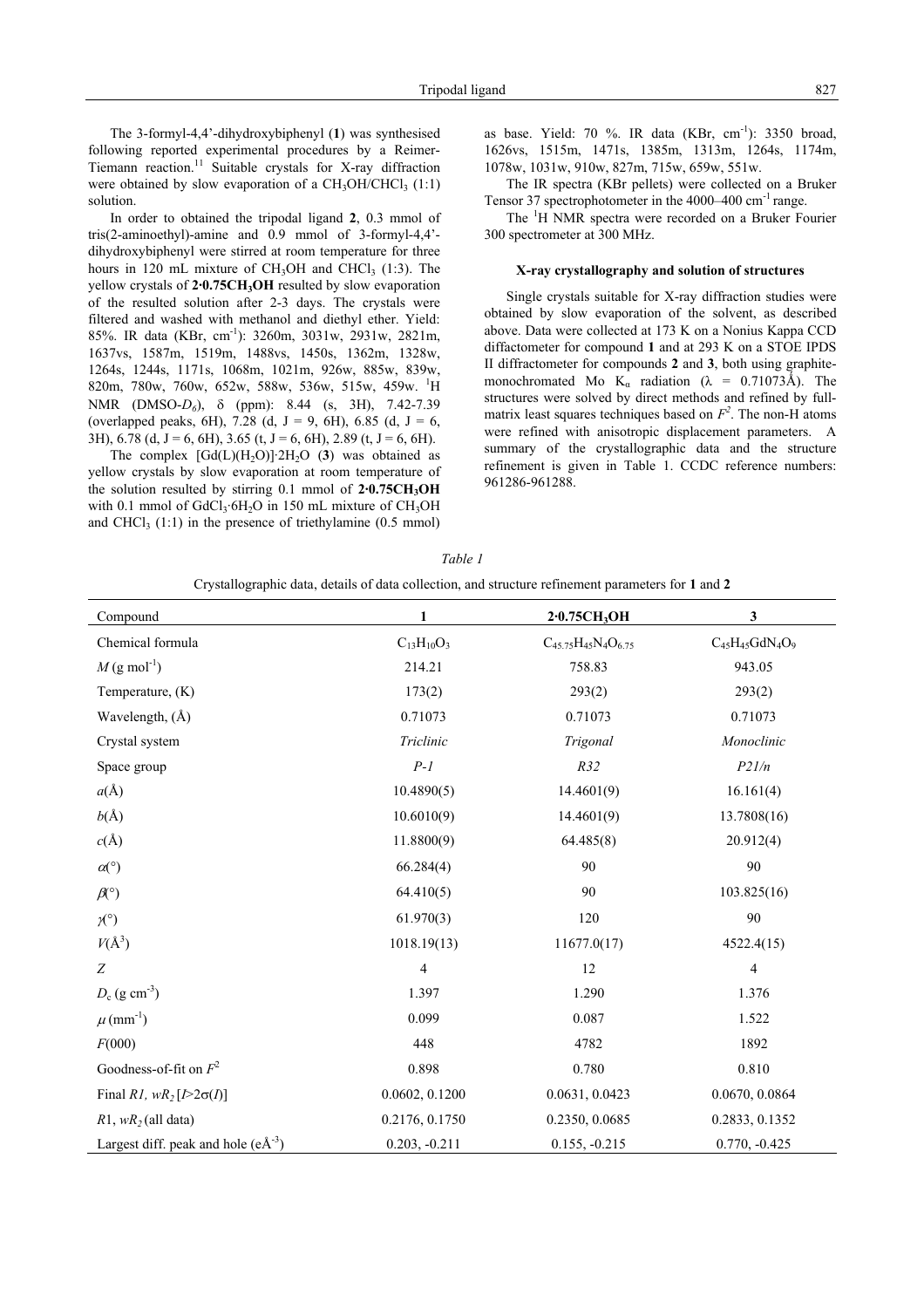The 3-formyl-4,4'-dihydroxybiphenyl (**1**) was synthesised following reported experimental procedures by a Reimer-Tiemann reaction.[11] Suitable crystals for X-ray diffraction were obtained by slow evaporation of a $CH_3OH/CHCl_3$ (1:1) solution.

In order to obtained the tripodal ligand **2**, 0.3 mmol of tris(2-aminoethyl)-amine and 0.9 mmol of 3-formyl-4,4'-dihydroxybiphenyl were stirred at room temperature for three hours in 120 mL mixture of $CH_3OH$ and $CHCl_3$ (1:3). The yellow crystals of **2·0.75CH$_3$OH** resulted by slow evaporation of the resulted solution after 2-3 days. The crystals were filtered and washed with methanol and diethyl ether. Yield: 85%. IR data (KBr, cm$^{-1}$): 3260m, 3031w, 2931w, 2821m, 1637vs, 1587m, 1519m, 1488vs, 1450s, 1362m, 1328w, 1264s, 1244s, 1171s, 1068m, 1021m, 926w, 885w, 839w, 820m, 780w, 760w, 652w, 588w, 536w, 515w, 459w. $^1$H NMR (DMSO-$D_6$), δ (ppm): 8.44 (s, 3H), 7.42-7.39 (overlapped peaks, 6H), 7.28 (d, J = 9, 6H), 6.85 (d, J = 6, 3H), 6.78 (d, J = 6, 6H), 3.65 (t, J = 6, 6H), 2.89 (t, J = 6, 6H).

The complex $[Gd(L)(H_2O)]\cdot 2H_2O$ (**3**) was obtained as yellow crystals by slow evaporation at room temperature of the solution resulted by stirring 0.1 mmol of **2·0.75CH$_3$OH** with 0.1 mmol of $GdCl_3\cdot 6H_2O$ in 150 mL mixture of $CH_3OH$ and $CHCl_3$ (1:1) in the presence of triethylamine (0.5 mmol) as base. Yield: 70 %. IR data (KBr, cm$^{-1}$): 3350 broad, 1626vs, 1515m, 1471s, 1385m, 1313m, 1264s, 1174m, 1078w, 1031w, 910w, 827m, 715w, 659w, 551w.

The IR spectra (KBr pellets) were collected on a Bruker Tensor 37 spectrophotometer in the 4000–400 cm$^{-1}$ range.

The $^1$H NMR spectra were recorded on a Bruker Fourier 300 spectrometer at 300 MHz.

### X-ray crystallography and solution of structures

Single crystals suitable for X-ray diffraction studies were obtained by slow evaporation of the solvent, as described above. Data were collected at 173 K on a Nonius Kappa CCD diffactometer for compound **1** and at 293 K on a STOE IPDS II diffractometer for compounds **2** and **3**, both using graphite-monochromated Mo $K_\alpha$ radiation (λ = 0.71073Å). The structures were solved by direct methods and refined by full-matrix least squares techniques based on $F^2$. The non-H atoms were refined with anisotropic displacement parameters. A summary of the crystallographic data and the structure refinement is given in Table 1. CCDC reference numbers: 961286-961288.

*Table 1*

Crystallographic data, details of data collection, and structure refinement parameters for **1** and **2**

| Compound | **1** | **2·0.75CH$_3$OH** | **3** |
|---|---|---|---|
| Chemical formula | $C_{13}H_{10}O_3$ | $C_{45.75}H_{45}N_4O_{6.75}$ | $C_{45}H_{45}GdN_4O_9$ |
| $M$ (g mol$^{-1}$) | 214.21 | 758.83 | 943.05 |
| Temperature, (K) | 173(2) | 293(2) | 293(2) |
| Wavelength, (Å) | 0.71073 | 0.71073 | 0.71073 |
| Crystal system | *Triclinic* | *Trigonal* | *Monoclinic* |
| Space group | *P-1* | *R32* | *P21/n* |
| $a$(Å) | 10.4890(5) | 14.4601(9) | 16.161(4) |
| $b$(Å) | 10.6010(9) | 14.4601(9) | 13.7808(16) |
| $c$(Å) | 11.8800(9) | 64.485(8) | 20.912(4) |
| $\alpha$(°) | 66.284(4) | 90 | 90 |
| $\beta$(°) | 64.410(5) | 90 | 103.825(16) |
| $\gamma$(°) | 61.970(3) | 120 | 90 |
| $V$(Å$^3$) | 1018.19(13) | 11677.0(17) | 4522.4(15) |
| $Z$ | 4 | 12 | 4 |
| $D_c$ (g cm$^{-3}$) | 1.397 | 1.290 | 1.376 |
| $\mu$ (mm$^{-1}$) | 0.099 | 0.087 | 1.522 |
| $F$(000) | 448 | 4782 | 1892 |
| Goodness-of-fit on $F^2$ | 0.898 | 0.780 | 0.810 |
| Final $R1$, $wR_2$ [$I$>2σ($I$)] | 0.0602, 0.1200 | 0.0631, 0.0423 | 0.0670, 0.0864 |
| $R1$, $wR_2$ (all data) | 0.2176, 0.1750 | 0.2350, 0.0685 | 0.2833, 0.1352 |
| Largest diff. peak and hole (eÅ$^{-3}$) | 0.203, -0.211 | 0.155, -0.215 | 0.770, -0.425 |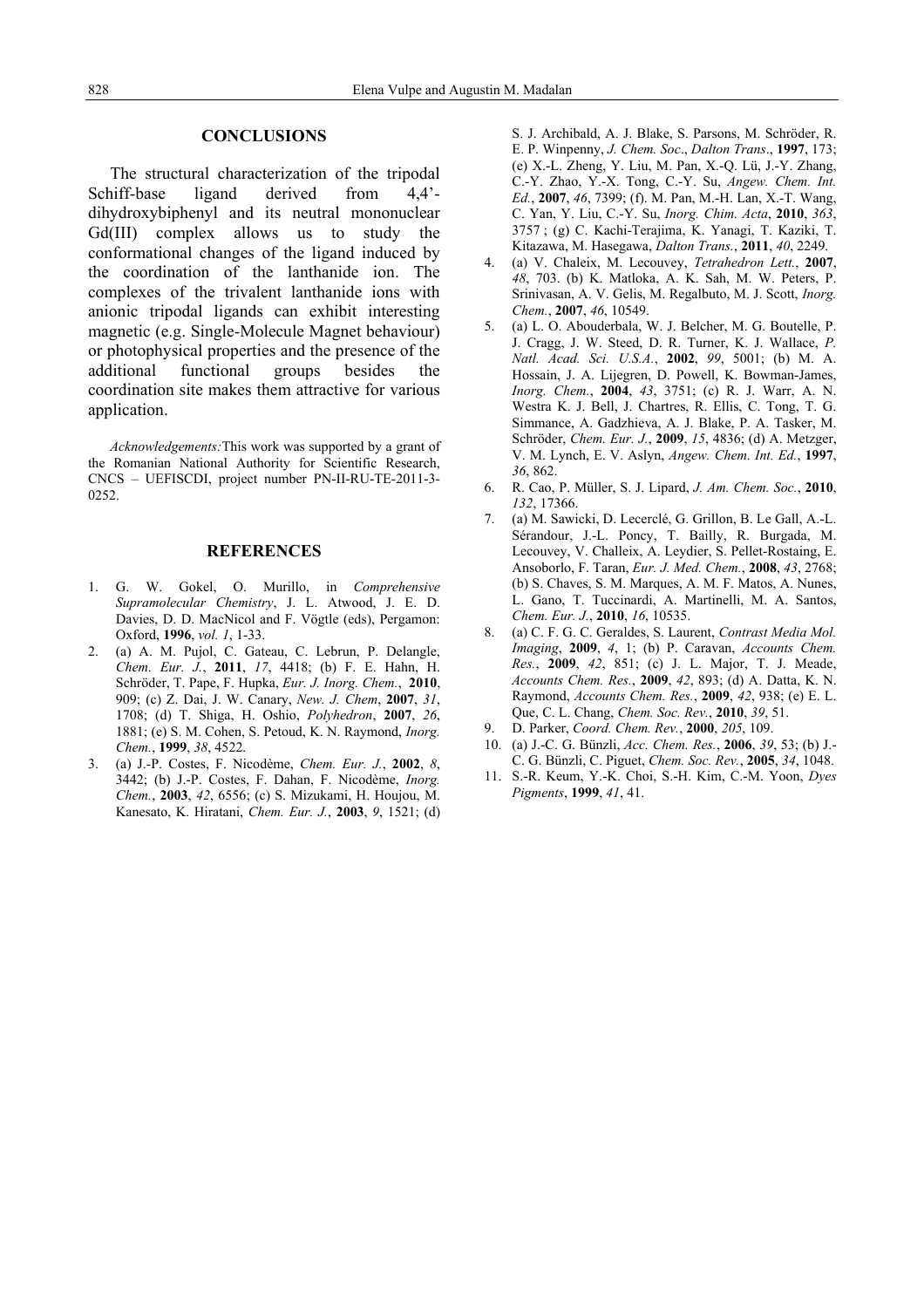## CONCLUSIONS

The structural characterization of the tripodal Schiff-base ligand derived from 4,4'-dihydroxybiphenyl and its neutral mononuclear Gd(III) complex allows us to study the conformational changes of the ligand induced by the coordination of the lanthanide ion. The complexes of the trivalent lanthanide ions with anionic tripodal ligands can exhibit interesting magnetic (e.g. Single-Molecule Magnet behaviour) or photophysical properties and the presence of the additional functional groups besides the coordination site makes them attractive for various application.

*Acknowledgements:* This work was supported by a grant of the Romanian National Authority for Scientific Research, CNCS – UEFISCDI, project number PN-II-RU-TE-2011-3-0252.

## REFERENCES

1. G. W. Gokel, O. Murillo, in *Comprehensive Supramolecular Chemistry*, J. L. Atwood, J. E. D. Davies, D. D. MacNicol and F. Vögtle (eds), Pergamon: Oxford, **1996**, *vol. 1*, 1-33.
2. (a) A. M. Pujol, C. Gateau, C. Lebrun, P. Delangle, *Chem. Eur. J.*, **2011**, *17*, 4418; (b) F. E. Hahn, H. Schröder, T. Pape, F. Hupka, *Eur. J. Inorg. Chem.*, **2010**, 909; (c) Z. Dai, J. W. Canary, *New. J. Chem*, **2007**, *31*, 1708; (d) T. Shiga, H. Oshio, *Polyhedron*, **2007**, *26*, 1881; (e) S. M. Cohen, S. Petoud, K. N. Raymond, *Inorg. Chem.*, **1999**, *38*, 4522.
3. (a) J.-P. Costes, F. Nicodème, *Chem. Eur. J.*, **2002**, *8*, 3442; (b) J.-P. Costes, F. Dahan, F. Nicodème, *Inorg. Chem.*, **2003**, *42*, 6556; (c) S. Mizukami, H. Houjou, M. Kanesato, K. Hiratani, *Chem. Eur. J.*, **2003**, *9*, 1521; (d) S. J. Archibald, A. J. Blake, S. Parsons, M. Schröder, R. E. P. Winpenny, *J. Chem. Soc*., *Dalton Trans*., **1997**, 173; (e) X.-L. Zheng, Y. Liu, M. Pan, X.-Q. Lü, J.-Y. Zhang, C.-Y. Zhao, Y.-X. Tong, C.-Y. Su, *Angew. Chem. Int. Ed.*, **2007**, *46*, 7399; (f). M. Pan, M.-H. Lan, X.-T. Wang, C. Yan, Y. Liu, C.-Y. Su, *Inorg. Chim. Acta*, **2010**, *363*, 3757 ; (g) C. Kachi-Terajima, K. Yanagi, T. Kaziki, T. Kitazawa, M. Hasegawa, *Dalton Trans.*, **2011**, *40*, 2249.
4. (a) V. Chaleix, M. Lecouvey, *Tetrahedron Lett.*, **2007**, *48*, 703. (b) K. Matloka, A. K. Sah, M. W. Peters, P. Srinivasan, A. V. Gelis, M. Regalbuto, M. J. Scott, *Inorg. Chem.*, **2007**, *46*, 10549.
5. (a) L. O. Abouderbala, W. J. Belcher, M. G. Boutelle, P. J. Cragg, J. W. Steed, D. R. Turner, K. J. Wallace, *P. Natl. Acad. Sci. U.S.A.*, **2002**, *99*, 5001; (b) M. A. Hossain, J. A. Lijegren, D. Powell, K. Bowman-James, *Inorg. Chem.*, **2004**, *43*, 3751; (c) R. J. Warr, A. N. Westra K. J. Bell, J. Chartres, R. Ellis, C. Tong, T. G. Simmance, A. Gadzhieva, A. J. Blake, P. A. Tasker, M. Schröder, *Chem. Eur. J.*, **2009**, *15*, 4836; (d) A. Metzger, V. M. Lynch, E. V. Aslyn, *Angew. Chem. Int. Ed.*, **1997**, *36*, 862.
6. R. Cao, P. Müller, S. J. Lipard, *J. Am. Chem. Soc.*, **2010**, *132*, 17366.
7. (a) M. Sawicki, D. Lecerclé, G. Grillon, B. Le Gall, A.-L. Sérandour, J.-L. Poncy, T. Bailly, R. Burgada, M. Lecouvey, V. Challeix, A. Leydier, S. Pellet-Rostaing, E. Ansoborlo, F. Taran, *Eur. J. Med. Chem.*, **2008**, *43*, 2768; (b) S. Chaves, S. M. Marques, A. M. F. Matos, A. Nunes, L. Gano, T. Tuccinardi, A. Martinelli, M. A. Santos, *Chem. Eur. J.*, **2010**, *16*, 10535.
8. (a) C. F. G. C. Geraldes, S. Laurent, *Contrast Media Mol. Imaging*, **2009**, *4*, 1; (b) P. Caravan, *Accounts Chem. Res.*, **2009**, *42*, 851; (c) J. L. Major, T. J. Meade, *Accounts Chem. Res.*, **2009**, *42*, 893; (d) A. Datta, K. N. Raymond, *Accounts Chem. Res.*, **2009**, *42*, 938; (e) E. L. Que, C. L. Chang, *Chem. Soc. Rev.*, **2010**, *39*, 51.
9. D. Parker, *Coord. Chem. Rev.*, **2000**, *205*, 109.
10. (a) J.-C. G. Bünzli, *Acc. Chem. Res.*, **2006**, *39*, 53; (b) J.-C. G. Bünzli, C. Piguet, *Chem. Soc. Rev.*, **2005**, *34*, 1048.
11. S.-R. Keum, Y.-K. Choi, S.-H. Kim, C.-M. Yoon, *Dyes Pigments*, **1999**, *41*, 41.